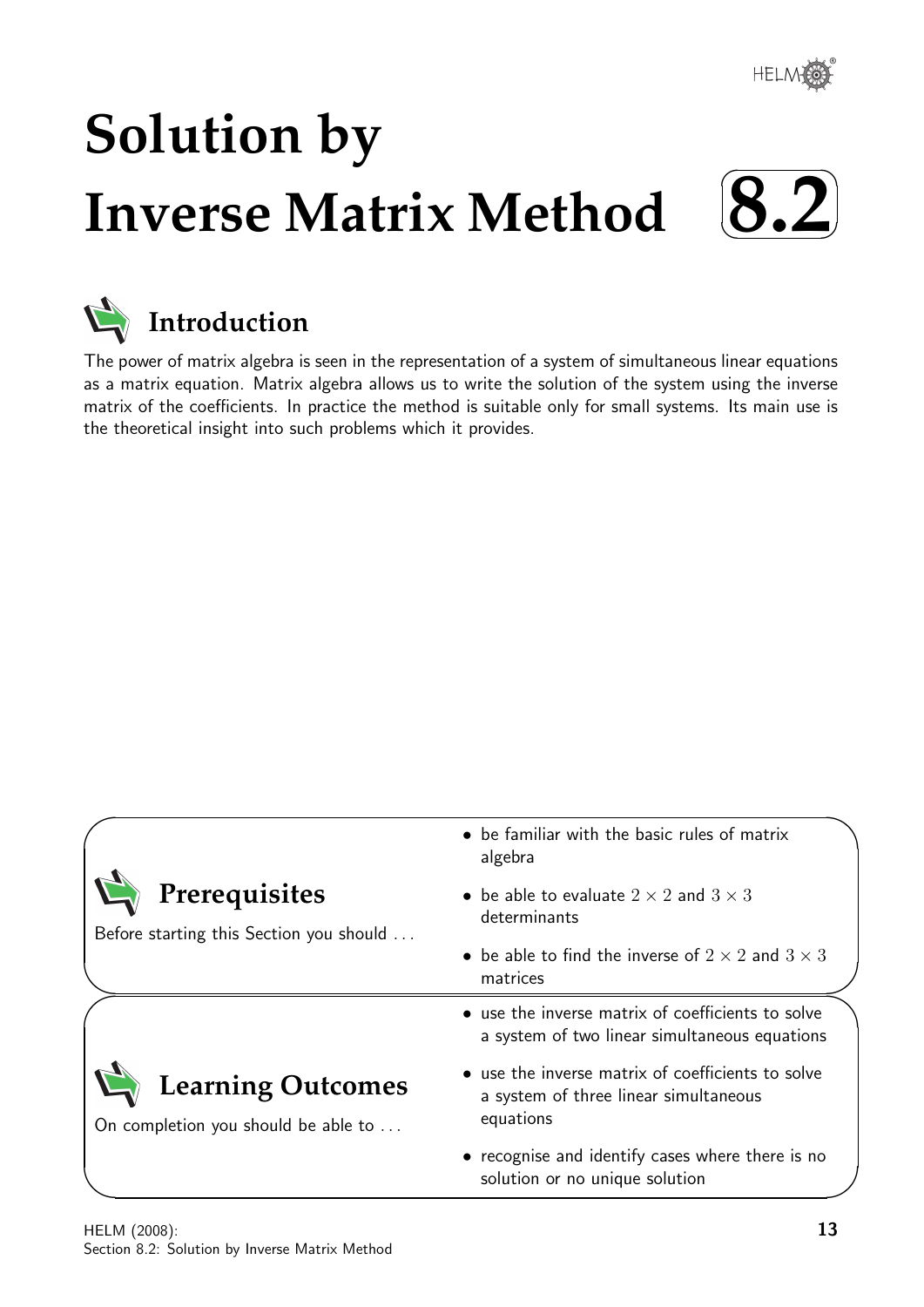# Solution by Inverse Matrix Method

# 8.2

## Introduction

The power of matrix algebra is seen in the representation of a system of simultaneous linear equations as a matrix equation. Matrix algebra allows us to write the solution of the system using the inverse matrix of the coefficients. In practice the method is suitable only for small systems. Its main use is the theoretical insight into such problems which it provides.

## Prerequisites

Before starting this Section you should ...

- be familiar with the basic rules of matrix algebra
- be able to evaluate $2 \times 2$ and $3 \times 3$ determinants
- be able to find the inverse of $2 \times 2$ and $3 \times 3$ matrices

## Learning Outcomes

On completion you should be able to ...

- use the inverse matrix of coefficients to solve a system of two linear simultaneous equations
- use the inverse matrix of coefficients to solve a system of three linear simultaneous equations
- recognise and identify cases where there is no solution or no unique solution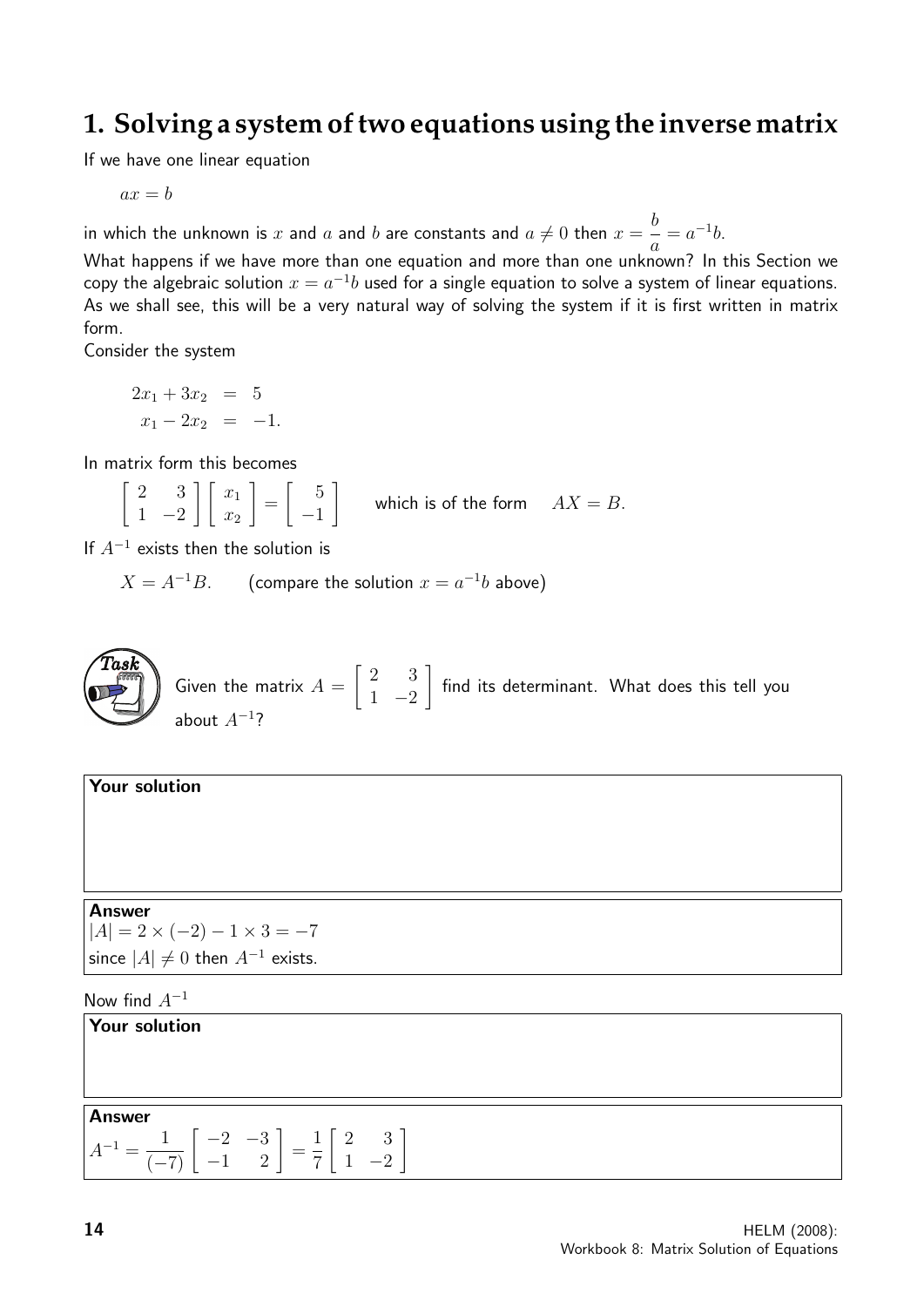# 1. Solving a system of two equations using the inverse matrix

If we have one linear equation

$$ax = b$$

in which the unknown is $x$ and $a$ and $b$ are constants and $a \neq 0$ then $x = \dfrac{b}{a} = a^{-1}b$.

What happens if we have more than one equation and more than one unknown? In this Section we copy the algebraic solution $x = a^{-1}b$ used for a single equation to solve a system of linear equations. As we shall see, this will be a very natural way of solving the system if it is first written in matrix form.

Consider the system

$$\begin{aligned} 2x_1 + 3x_2 &= 5 \\ x_1 - 2x_2 &= -1. \end{aligned}$$

In matrix form this becomes

$$\begin{bmatrix} 2 & 3 \\ 1 & -2 \end{bmatrix} \begin{bmatrix} x_1 \\ x_2 \end{bmatrix} = \begin{bmatrix} 5 \\ -1 \end{bmatrix} \qquad \text{which is of the form} \quad AX = B.$$

If $A^{-1}$ exists then the solution is

$$X = A^{-1}B. \qquad \text{(compare the solution } x = a^{-1}b \text{ above)}$$

**Task**

Given the matrix $A = \begin{bmatrix} 2 & 3 \\ 1 & -2 \end{bmatrix}$ find its determinant. What does this tell you about $A^{-1}$?

**Your solution**

**Answer**

$|A| = 2 \times (-2) - 1 \times 3 = -7$

since $|A| \neq 0$ then $A^{-1}$ exists.

Now find $A^{-1}$

**Your solution**

**Answer**

$$A^{-1} = \frac{1}{(-7)} \begin{bmatrix} -2 & -3 \\ -1 & 2 \end{bmatrix} = \frac{1}{7} \begin{bmatrix} 2 & 3 \\ 1 & -2 \end{bmatrix}$$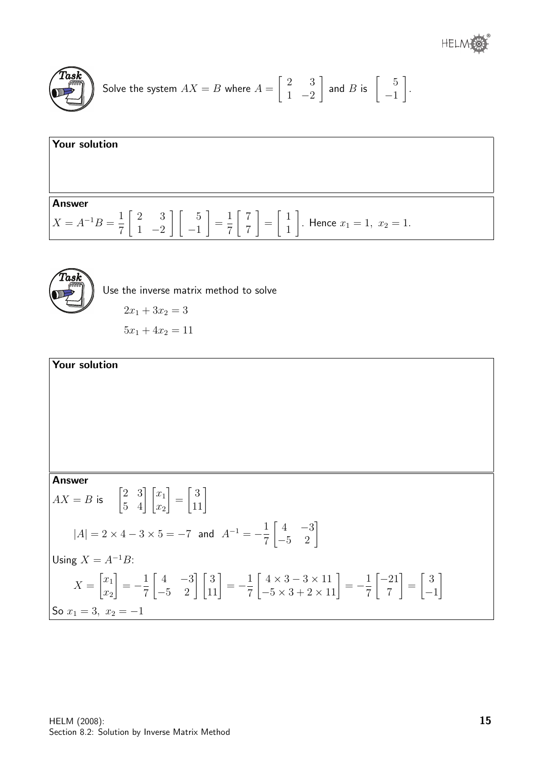**Task**

Solve the system $AX = B$ where $A = \begin{bmatrix} 2 & 3 \\ 1 & -2 \end{bmatrix}$ and $B$ is $\begin{bmatrix} 5 \\ -1 \end{bmatrix}$.

**Your solution**

**Answer**

$X = A^{-1}B = \frac{1}{7}\begin{bmatrix} 2 & 3 \\ 1 & -2 \end{bmatrix}\begin{bmatrix} 5 \\ -1 \end{bmatrix} = \frac{1}{7}\begin{bmatrix} 7 \\ 7 \end{bmatrix} = \begin{bmatrix} 1 \\ 1 \end{bmatrix}$. Hence $x_1 = 1,\ x_2 = 1$.

**Task**

Use the inverse matrix method to solve

$$2x_1 + 3x_2 = 3$$

$$5x_1 + 4x_2 = 11$$

**Your solution**

**Answer**

$AX = B$ is $\quad \begin{bmatrix} 2 & 3 \\ 5 & 4 \end{bmatrix}\begin{bmatrix} x_1 \\ x_2 \end{bmatrix} = \begin{bmatrix} 3 \\ 11 \end{bmatrix}$

$$|A| = 2 \times 4 - 3 \times 5 = -7 \text{ and } A^{-1} = -\frac{1}{7}\begin{bmatrix} 4 & -3 \\ -5 & 2 \end{bmatrix}$$

Using $X = A^{-1}B$:

$$X = \begin{bmatrix} x_1 \\ x_2 \end{bmatrix} = -\frac{1}{7}\begin{bmatrix} 4 & -3 \\ -5 & 2 \end{bmatrix}\begin{bmatrix} 3 \\ 11 \end{bmatrix} = -\frac{1}{7}\begin{bmatrix} 4 \times 3 - 3 \times 11 \\ -5 \times 3 + 2 \times 11 \end{bmatrix} = -\frac{1}{7}\begin{bmatrix} -21 \\ 7 \end{bmatrix} = \begin{bmatrix} 3 \\ -1 \end{bmatrix}$$

So $x_1 = 3,\ x_2 = -1$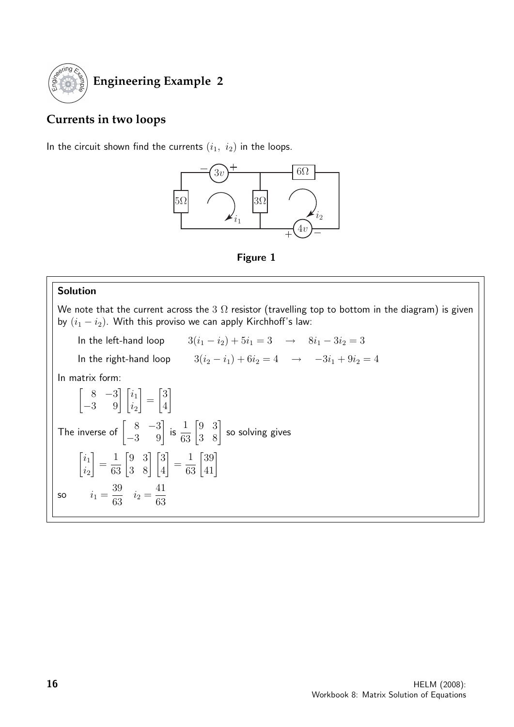## Engineering Example 2

### Currents in two loops

In the circuit shown find the currents $(i_1,\ i_2)$ in the loops.

**Figure 1**

**Solution**

We note that the current across the $3\ \Omega$ resistor (travelling top to bottom in the diagram) is given by $(i_1 - i_2)$. With this proviso we can apply Kirchhoff's law:

In the left-hand loop $\quad 3(i_1 - i_2) + 5i_1 = 3 \quad \rightarrow \quad 8i_1 - 3i_2 = 3$

In the right-hand loop $\quad 3(i_2 - i_1) + 6i_2 = 4 \quad \rightarrow \quad -3i_1 + 9i_2 = 4$

In matrix form:

$$\begin{bmatrix} 8 & -3 \\ -3 & 9 \end{bmatrix} \begin{bmatrix} i_1 \\ i_2 \end{bmatrix} = \begin{bmatrix} 3 \\ 4 \end{bmatrix}$$

The inverse of $\begin{bmatrix} 8 & -3 \\ -3 & 9 \end{bmatrix}$ is $\dfrac{1}{63}\begin{bmatrix} 9 & 3 \\ 3 & 8 \end{bmatrix}$ so solving gives

$$\begin{bmatrix} i_1 \\ i_2 \end{bmatrix} = \frac{1}{63}\begin{bmatrix} 9 & 3 \\ 3 & 8 \end{bmatrix}\begin{bmatrix} 3 \\ 4 \end{bmatrix} = \frac{1}{63}\begin{bmatrix} 39 \\ 41 \end{bmatrix}$$

so $\quad i_1 = \dfrac{39}{63} \quad i_2 = \dfrac{41}{63}$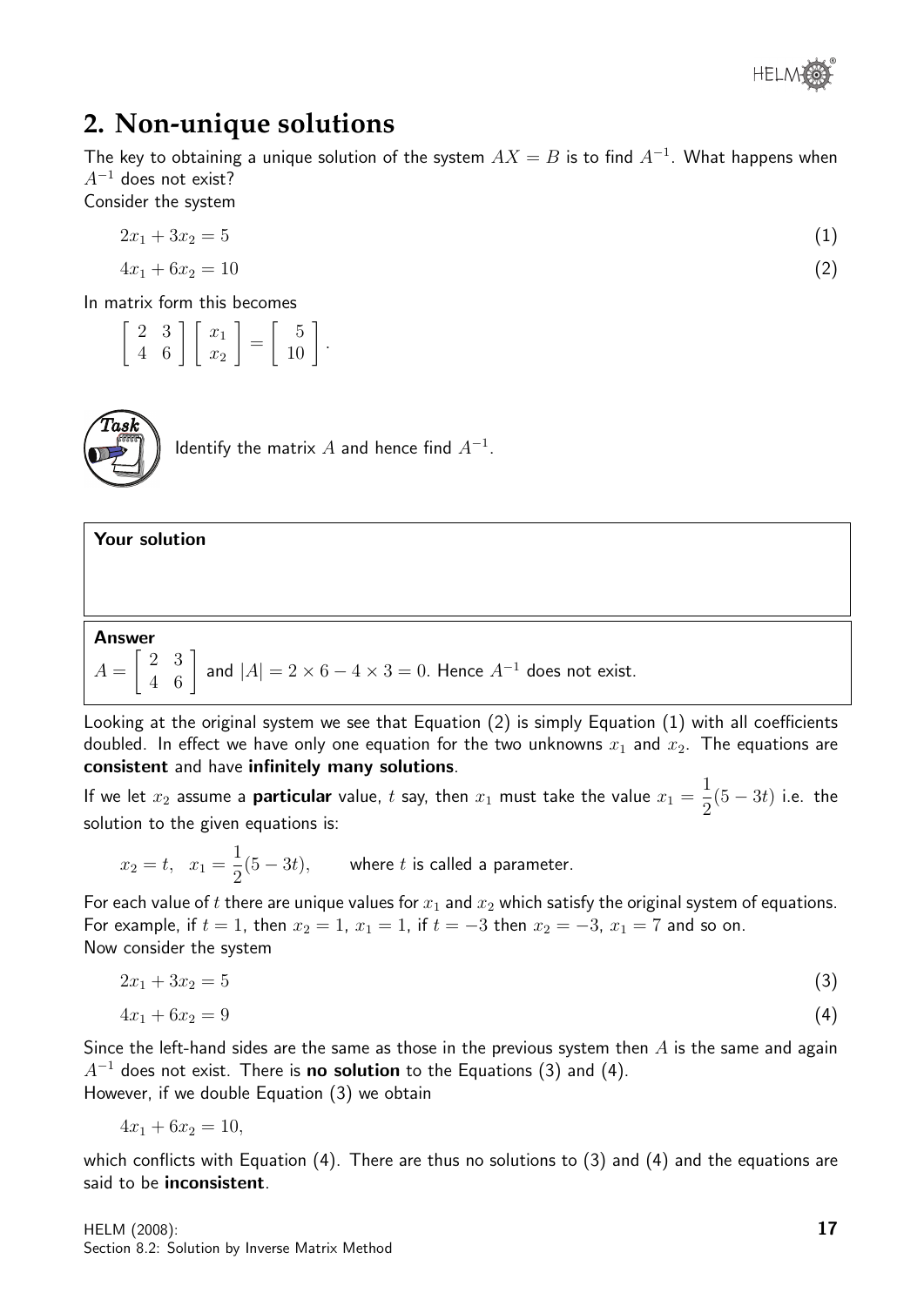## 2. Non-unique solutions

The key to obtaining a unique solution of the system $AX = B$ is to find $A^{-1}$. What happens when $A^{-1}$ does not exist?

Consider the system

$$2x_1 + 3x_2 = 5 \qquad (1)$$

$$4x_1 + 6x_2 = 10 \qquad (2)$$

In matrix form this becomes

$$\begin{bmatrix} 2 & 3 \\ 4 & 6 \end{bmatrix} \begin{bmatrix} x_1 \\ x_2 \end{bmatrix} = \begin{bmatrix} 5 \\ 10 \end{bmatrix}.$$

**Task**

Identify the matrix $A$ and hence find $A^{-1}$.

**Your solution**

**Answer**

$A = \begin{bmatrix} 2 & 3 \\ 4 & 6 \end{bmatrix}$ and $|A| = 2 \times 6 - 4 \times 3 = 0$. Hence $A^{-1}$ does not exist.

Looking at the original system we see that Equation (2) is simply Equation (1) with all coefficients doubled. In effect we have only one equation for the two unknowns $x_1$ and $x_2$. The equations are **consistent** and have **infinitely many solutions**.

If we let $x_2$ assume a **particular** value, $t$ say, then $x_1$ must take the value $x_1 = \frac{1}{2}(5 - 3t)$ i.e. the solution to the given equations is:

$$x_2 = t, \quad x_1 = \frac{1}{2}(5 - 3t), \qquad \text{where } t \text{ is called a parameter.}$$

For each value of $t$ there are unique values for $x_1$ and $x_2$ which satisfy the original system of equations. For example, if $t = 1$, then $x_2 = 1$, $x_1 = 1$, if $t = -3$ then $x_2 = -3$, $x_1 = 7$ and so on.

Now consider the system

$$2x_1 + 3x_2 = 5 \qquad (3)$$

$$4x_1 + 6x_2 = 9 \qquad (4)$$

Since the left-hand sides are the same as those in the previous system then $A$ is the same and again $A^{-1}$ does not exist. There is **no solution** to the Equations (3) and (4).

However, if we double Equation (3) we obtain

$$4x_1 + 6x_2 = 10,$$

which conflicts with Equation (4). There are thus no solutions to (3) and (4) and the equations are said to be **inconsistent**.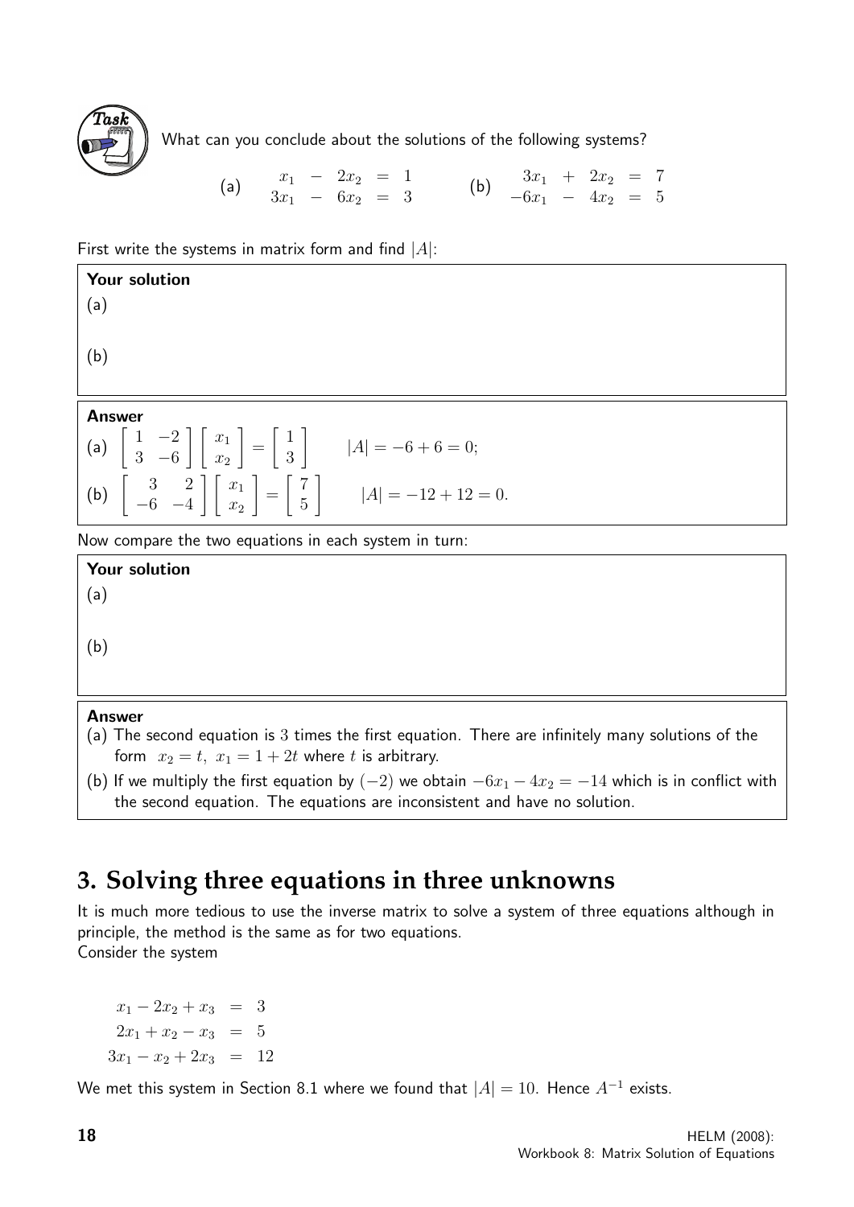**Task**

What can you conclude about the solutions of the following systems?

(a) $\begin{array}{rcrcl} x_1 & - & 2x_2 & = & 1 \\ 3x_1 & - & 6x_2 & = & 3 \end{array}$ (b) $\begin{array}{rcrcl} 3x_1 & + & 2x_2 & = & 7 \\ -6x_1 & - & 4x_2 & = & 5 \end{array}$

First write the systems in matrix form and find $|A|$:

**Your solution**

(a)

(b)

**Answer**

(a) $\begin{bmatrix} 1 & -2 \\ 3 & -6 \end{bmatrix} \begin{bmatrix} x_1 \\ x_2 \end{bmatrix} = \begin{bmatrix} 1 \\ 3 \end{bmatrix} \qquad |A| = -6 + 6 = 0;$

(b) $\begin{bmatrix} 3 & 2 \\ -6 & -4 \end{bmatrix} \begin{bmatrix} x_1 \\ x_2 \end{bmatrix} = \begin{bmatrix} 7 \\ 5 \end{bmatrix} \qquad |A| = -12 + 12 = 0.$

Now compare the two equations in each system in turn:

**Your solution**

(a)

(b)

**Answer**

(a) The second equation is 3 times the first equation. There are infinitely many solutions of the form $x_2 = t,\ x_1 = 1 + 2t$ where $t$ is arbitrary.

(b) If we multiply the first equation by $(-2)$ we obtain $-6x_1 - 4x_2 = -14$ which is in conflict with the second equation. The equations are inconsistent and have no solution.

## 3. Solving three equations in three unknowns

It is much more tedious to use the inverse matrix to solve a system of three equations although in principle, the method is the same as for two equations.
Consider the system

$$\begin{aligned} x_1 - 2x_2 + x_3 &= 3 \\ 2x_1 + x_2 - x_3 &= 5 \\ 3x_1 - x_2 + 2x_3 &= 12 \end{aligned}$$

We met this system in Section 8.1 where we found that $|A| = 10$. Hence $A^{-1}$ exists.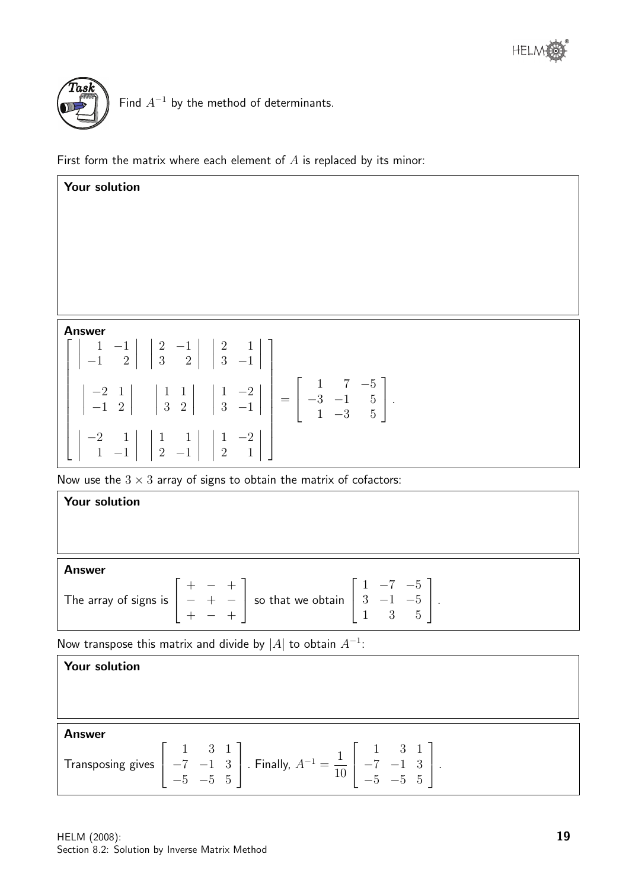**Task**

Find $A^{-1}$ by the method of determinants.

First form the matrix where each element of $A$ is replaced by its minor:

**Your solution**

**Answer**

$$\begin{bmatrix} \begin{vmatrix} 1 & -1 \\ -1 & 2 \end{vmatrix} & \begin{vmatrix} 2 & -1 \\ 3 & 2 \end{vmatrix} & \begin{vmatrix} 2 & 1 \\ 3 & -1 \end{vmatrix} \\ \\ \begin{vmatrix} -2 & 1 \\ -1 & 2 \end{vmatrix} & \begin{vmatrix} 1 & 1 \\ 3 & 2 \end{vmatrix} & \begin{vmatrix} 1 & -2 \\ 3 & -1 \end{vmatrix} \\ \\ \begin{vmatrix} -2 & 1 \\ 1 & -1 \end{vmatrix} & \begin{vmatrix} 1 & 1 \\ 2 & -1 \end{vmatrix} & \begin{vmatrix} 1 & -2 \\ 2 & 1 \end{vmatrix} \end{bmatrix} = \begin{bmatrix} 1 & 7 & -5 \\ -3 & -1 & 5 \\ 1 & -3 & 5 \end{bmatrix}.$$

Now use the $3 \times 3$ array of signs to obtain the matrix of cofactors:

**Your solution**

**Answer**

The array of signs is $\begin{bmatrix} + & - & + \\ - & + & - \\ + & - & + \end{bmatrix}$ so that we obtain $\begin{bmatrix} 1 & -7 & -5 \\ 3 & -1 & -5 \\ 1 & 3 & 5 \end{bmatrix}$.

Now transpose this matrix and divide by $|A|$ to obtain $A^{-1}$:

**Your solution**

**Answer**

Transposing gives $\begin{bmatrix} 1 & 3 & 1 \\ -7 & -1 & 3 \\ -5 & -5 & 5 \end{bmatrix}$. Finally, $A^{-1} = \dfrac{1}{10}\begin{bmatrix} 1 & 3 & 1 \\ -7 & -1 & 3 \\ -5 & -5 & 5 \end{bmatrix}$.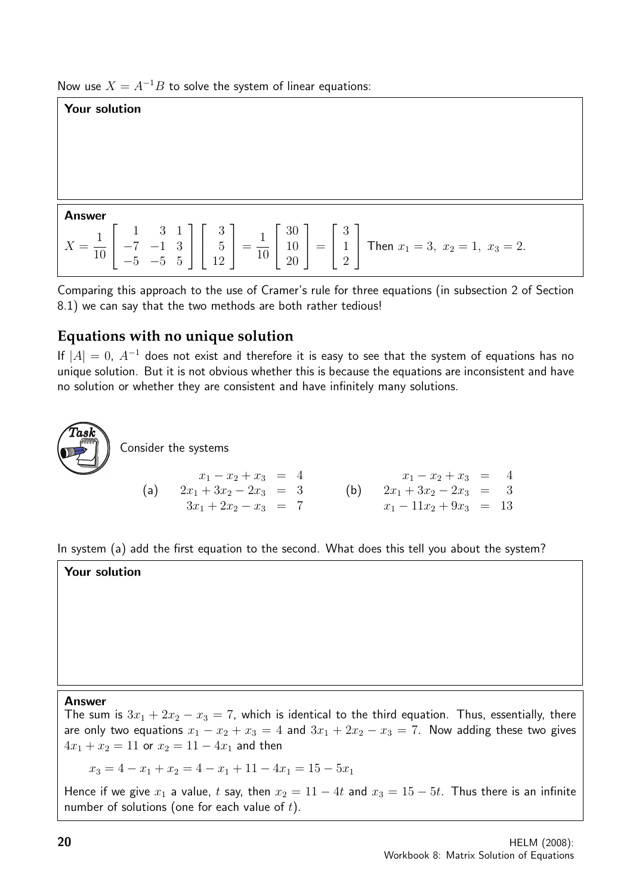Now use $X = A^{-1}B$ to solve the system of linear equations:

**Your solution**

**Answer**

$$X = \frac{1}{10}\begin{bmatrix} 1 & 3 & 1 \\ -7 & -1 & 3 \\ -5 & -5 & 5 \end{bmatrix}\begin{bmatrix} 3 \\ 5 \\ 12 \end{bmatrix} = \frac{1}{10}\begin{bmatrix} 30 \\ 10 \\ 20 \end{bmatrix} = \begin{bmatrix} 3 \\ 1 \\ 2 \end{bmatrix}$$

Then $x_1 = 3,\ x_2 = 1,\ x_3 = 2.$

Comparing this approach to the use of Cramer's rule for three equations (in subsection 2 of Section 8.1) we can say that the two methods are both rather tedious!

## Equations with no unique solution

If $|A| = 0$, $A^{-1}$ does not exist and therefore it is easy to see that the system of equations has no unique solution. But it is not obvious whether this is because the equations are inconsistent and have no solution or whether they are consistent and have infinitely many solutions.

**Task**

Consider the systems

(a)
$$\begin{aligned} x_1 - x_2 + x_3 &= 4 \\ 2x_1 + 3x_2 - 2x_3 &= 3 \\ 3x_1 + 2x_2 - x_3 &= 7 \end{aligned}$$

(b)
$$\begin{aligned} x_1 - x_2 + x_3 &= 4 \\ 2x_1 + 3x_2 - 2x_3 &= 3 \\ x_1 - 11x_2 + 9x_3 &= 13 \end{aligned}$$

In system (a) add the first equation to the second. What does this tell you about the system?

**Your solution**

**Answer**

The sum is $3x_1 + 2x_2 - x_3 = 7$, which is identical to the third equation. Thus, essentially, there are only two equations $x_1 - x_2 + x_3 = 4$ and $3x_1 + 2x_2 - x_3 = 7$. Now adding these two gives $4x_1 + x_2 = 11$ or $x_2 = 11 - 4x_1$ and then

$$x_3 = 4 - x_1 + x_2 = 4 - x_1 + 11 - 4x_1 = 15 - 5x_1$$

Hence if we give $x_1$ a value, $t$ say, then $x_2 = 11 - 4t$ and $x_3 = 15 - 5t$. Thus there is an infinite number of solutions (one for each value of $t$).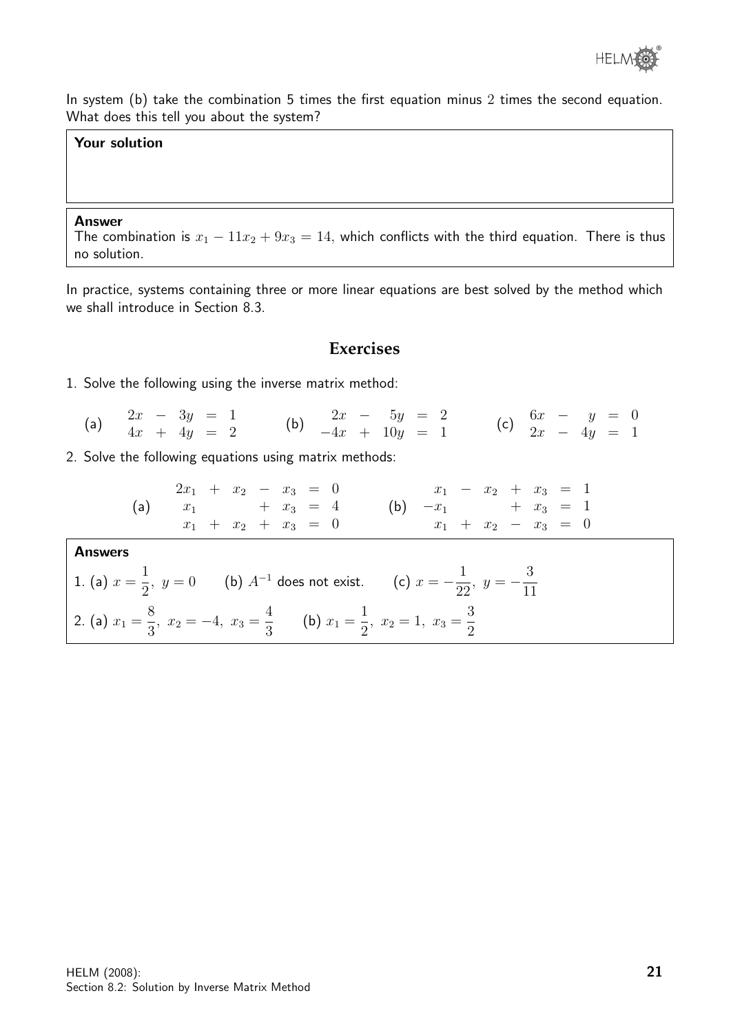In system (b) take the combination 5 times the first equation minus 2 times the second equation. What does this tell you about the system?

**Your solution**

**Answer**

The combination is $x_1 - 11x_2 + 9x_3 = 14$, which conflicts with the third equation. There is thus no solution.

In practice, systems containing three or more linear equations are best solved by the method which we shall introduce in Section 8.3.

## Exercises

1. Solve the following using the inverse matrix method:

(a) $\begin{array}{rcrcl} 2x & - & 3y & = & 1 \\ 4x & + & 4y & = & 2 \end{array}$  (b) $\begin{array}{rcrcl} 2x & - & 5y & = & 2 \\ -4x & + & 10y & = & 1 \end{array}$  (c) $\begin{array}{rcrcl} 6x & - & y & = & 0 \\ 2x & - & 4y & = & 1 \end{array}$

2. Solve the following equations using matrix methods:

(a) $\begin{array}{rcrcrcl} 2x_1 & + & x_2 & - & x_3 & = & 0 \\ x_1 & & & + & x_3 & = & 4 \\ x_1 & + & x_2 & + & x_3 & = & 0 \end{array}$  (b) $\begin{array}{rcrcrcl} x_1 & - & x_2 & + & x_3 & = & 1 \\ -x_1 & & & + & x_3 & = & 1 \\ x_1 & + & x_2 & - & x_3 & = & 0 \end{array}$

**Answers**

1. (a) $x = \dfrac{1}{2},\ y = 0$  (b) $A^{-1}$ does not exist.  (c) $x = -\dfrac{1}{22},\ y = -\dfrac{3}{11}$

2. (a) $x_1 = \dfrac{8}{3},\ x_2 = -4,\ x_3 = \dfrac{4}{3}$  (b) $x_1 = \dfrac{1}{2},\ x_2 = 1,\ x_3 = \dfrac{3}{2}$